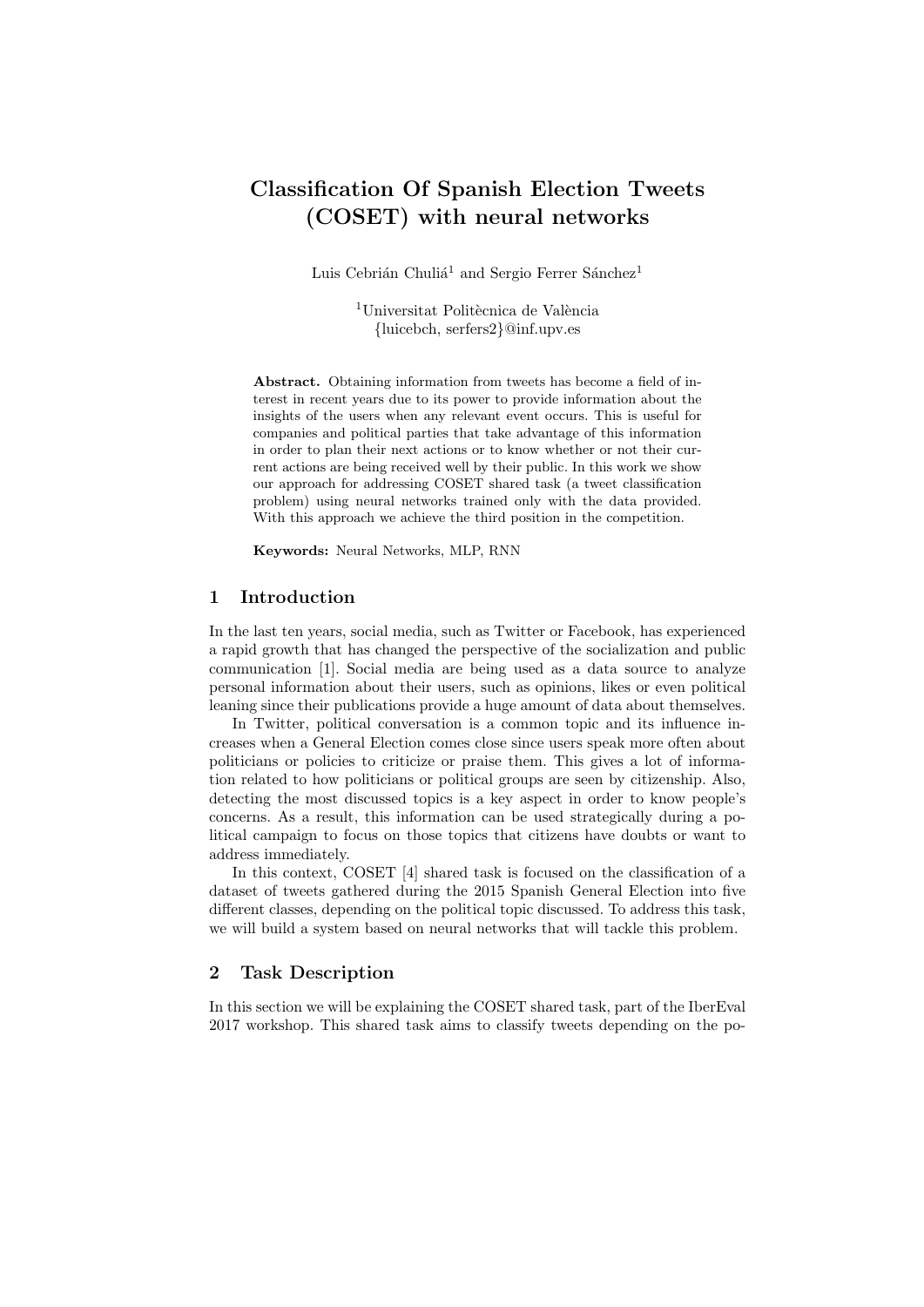# Classification Of Spanish Election Tweets (COSET) with neural networks

Luis Cebrián Chuliá[1] and Sergio Ferrer Sánchez[1]

[1]Universitat Politècnica de València
{luicebch, serfers2}@inf.upv.es

**Abstract.** Obtaining information from tweets has become a field of interest in recent years due to its power to provide information about the insights of the users when any relevant event occurs. This is useful for companies and political parties that take advantage of this information in order to plan their next actions or to know whether or not their current actions are being received well by their public. In this work we show our approach for addressing COSET shared task (a tweet classification problem) using neural networks trained only with the data provided. With this approach we achieve the third position in the competition.

**Keywords:** Neural Networks, MLP, RNN

## 1 Introduction

In the last ten years, social media, such as Twitter or Facebook, has experienced a rapid growth that has changed the perspective of the socialization and public communication [1]. Social media are being used as a data source to analyze personal information about their users, such as opinions, likes or even political leaning since their publications provide a huge amount of data about themselves.

In Twitter, political conversation is a common topic and its influence increases when a General Election comes close since users speak more often about politicians or policies to criticize or praise them. This gives a lot of information related to how politicians or political groups are seen by citizenship. Also, detecting the most discussed topics is a key aspect in order to know people's concerns. As a result, this information can be used strategically during a political campaign to focus on those topics that citizens have doubts or want to address immediately.

In this context, COSET [4] shared task is focused on the classification of a dataset of tweets gathered during the 2015 Spanish General Election into five different classes, depending on the political topic discussed. To address this task, we will build a system based on neural networks that will tackle this problem.

## 2 Task Description

In this section we will be explaining the COSET shared task, part of the IberEval 2017 workshop. This shared task aims to classify tweets depending on the po-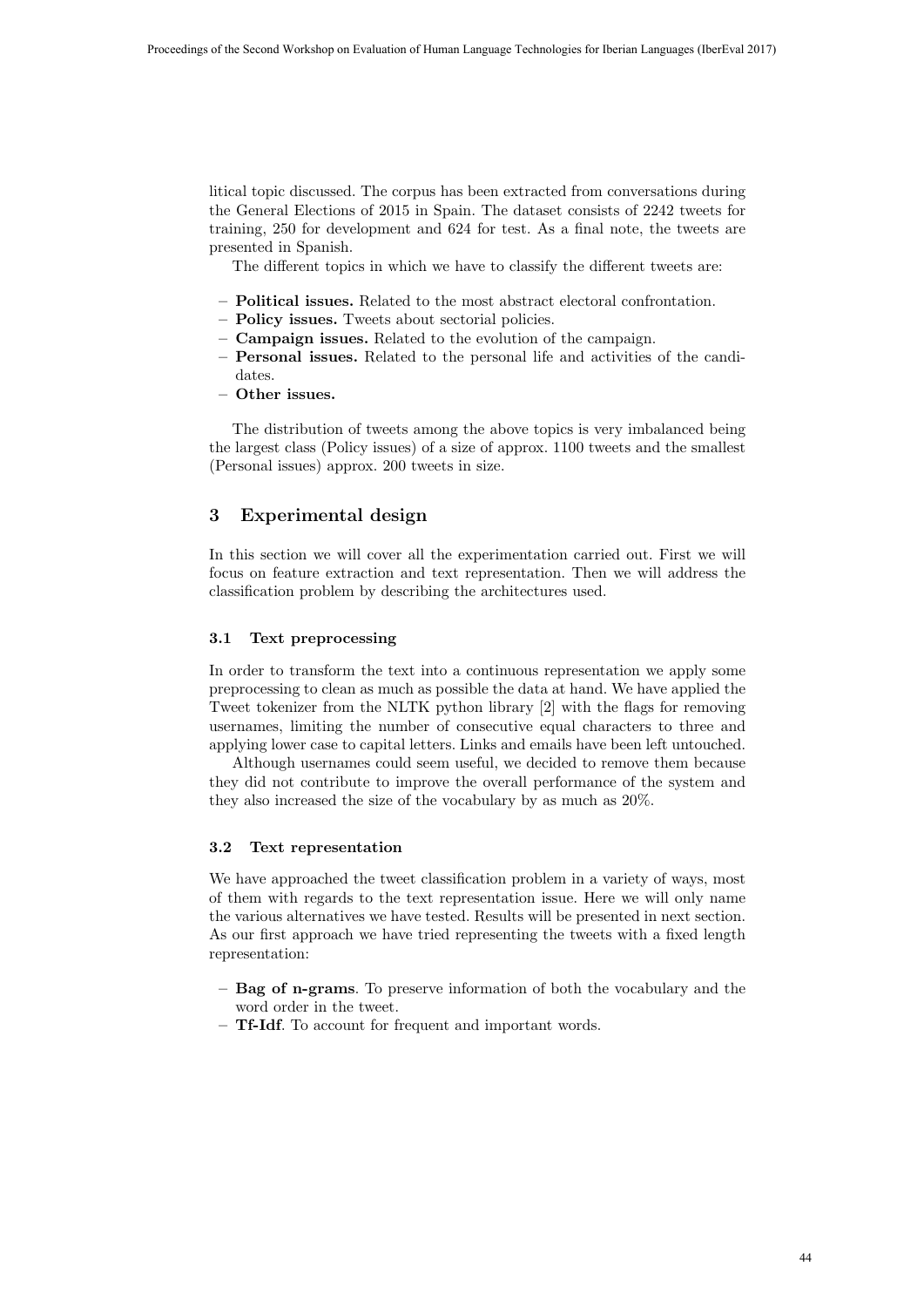litical topic discussed. The corpus has been extracted from conversations during the General Elections of 2015 in Spain. The dataset consists of 2242 tweets for training, 250 for development and 624 for test. As a final note, the tweets are presented in Spanish.

The different topics in which we have to classify the different tweets are:

- **Political issues.** Related to the most abstract electoral confrontation.
- **Policy issues.** Tweets about sectorial policies.
- **Campaign issues.** Related to the evolution of the campaign.
- **Personal issues.** Related to the personal life and activities of the candidates.
- **Other issues.**

The distribution of tweets among the above topics is very imbalanced being the largest class (Policy issues) of a size of approx. 1100 tweets and the smallest (Personal issues) approx. 200 tweets in size.

## 3 Experimental design

In this section we will cover all the experimentation carried out. First we will focus on feature extraction and text representation. Then we will address the classification problem by describing the architectures used.

### 3.1 Text preprocessing

In order to transform the text into a continuous representation we apply some preprocessing to clean as much as possible the data at hand. We have applied the Tweet tokenizer from the NLTK python library [2] with the flags for removing usernames, limiting the number of consecutive equal characters to three and applying lower case to capital letters. Links and emails have been left untouched.

Although usernames could seem useful, we decided to remove them because they did not contribute to improve the overall performance of the system and they also increased the size of the vocabulary by as much as 20%.

### 3.2 Text representation

We have approached the tweet classification problem in a variety of ways, most of them with regards to the text representation issue. Here we will only name the various alternatives we have tested. Results will be presented in next section. As our first approach we have tried representing the tweets with a fixed length representation:

- **Bag of n-grams**. To preserve information of both the vocabulary and the word order in the tweet.
- **Tf-Idf**. To account for frequent and important words.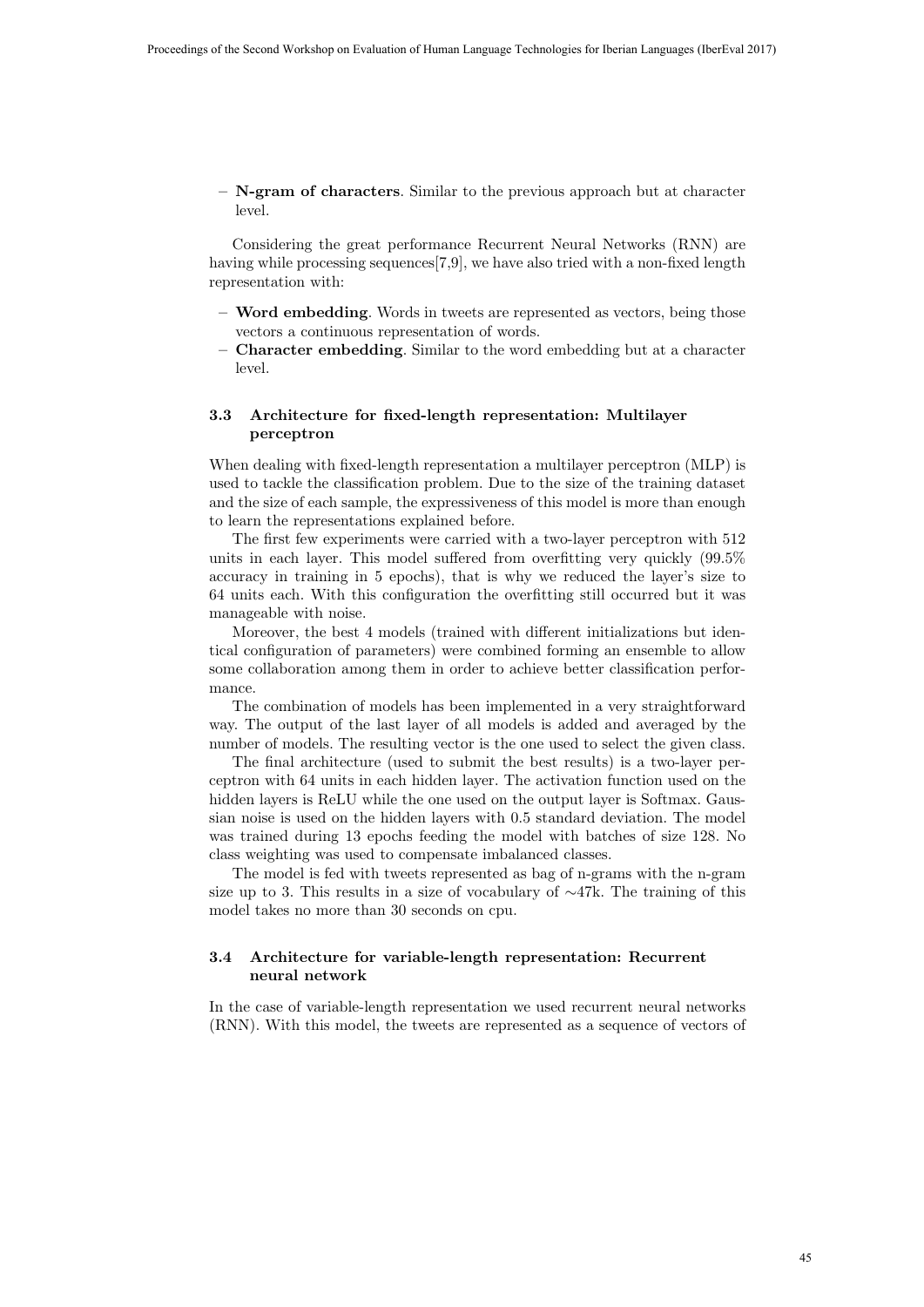- **N-gram of characters**. Similar to the previous approach but at character level.

Considering the great performance Recurrent Neural Networks (RNN) are having while processing sequences[7,9], we have also tried with a non-fixed length representation with:

- **Word embedding**. Words in tweets are represented as vectors, being those vectors a continuous representation of words.
- **Character embedding**. Similar to the word embedding but at a character level.

### 3.3 Architecture for fixed-length representation: Multilayer perceptron

When dealing with fixed-length representation a multilayer perceptron (MLP) is used to tackle the classification problem. Due to the size of the training dataset and the size of each sample, the expressiveness of this model is more than enough to learn the representations explained before.

The first few experiments were carried with a two-layer perceptron with 512 units in each layer. This model suffered from overfitting very quickly (99.5% accuracy in training in 5 epochs), that is why we reduced the layer's size to 64 units each. With this configuration the overfitting still occurred but it was manageable with noise.

Moreover, the best 4 models (trained with different initializations but identical configuration of parameters) were combined forming an ensemble to allow some collaboration among them in order to achieve better classification performance.

The combination of models has been implemented in a very straightforward way. The output of the last layer of all models is added and averaged by the number of models. The resulting vector is the one used to select the given class.

The final architecture (used to submit the best results) is a two-layer perceptron with 64 units in each hidden layer. The activation function used on the hidden layers is ReLU while the one used on the output layer is Softmax. Gaussian noise is used on the hidden layers with 0.5 standard deviation. The model was trained during 13 epochs feeding the model with batches of size 128. No class weighting was used to compensate imbalanced classes.

The model is fed with tweets represented as bag of n-grams with the n-gram size up to 3. This results in a size of vocabulary of $\sim$47k. The training of this model takes no more than 30 seconds on cpu.

### 3.4 Architecture for variable-length representation: Recurrent neural network

In the case of variable-length representation we used recurrent neural networks (RNN). With this model, the tweets are represented as a sequence of vectors of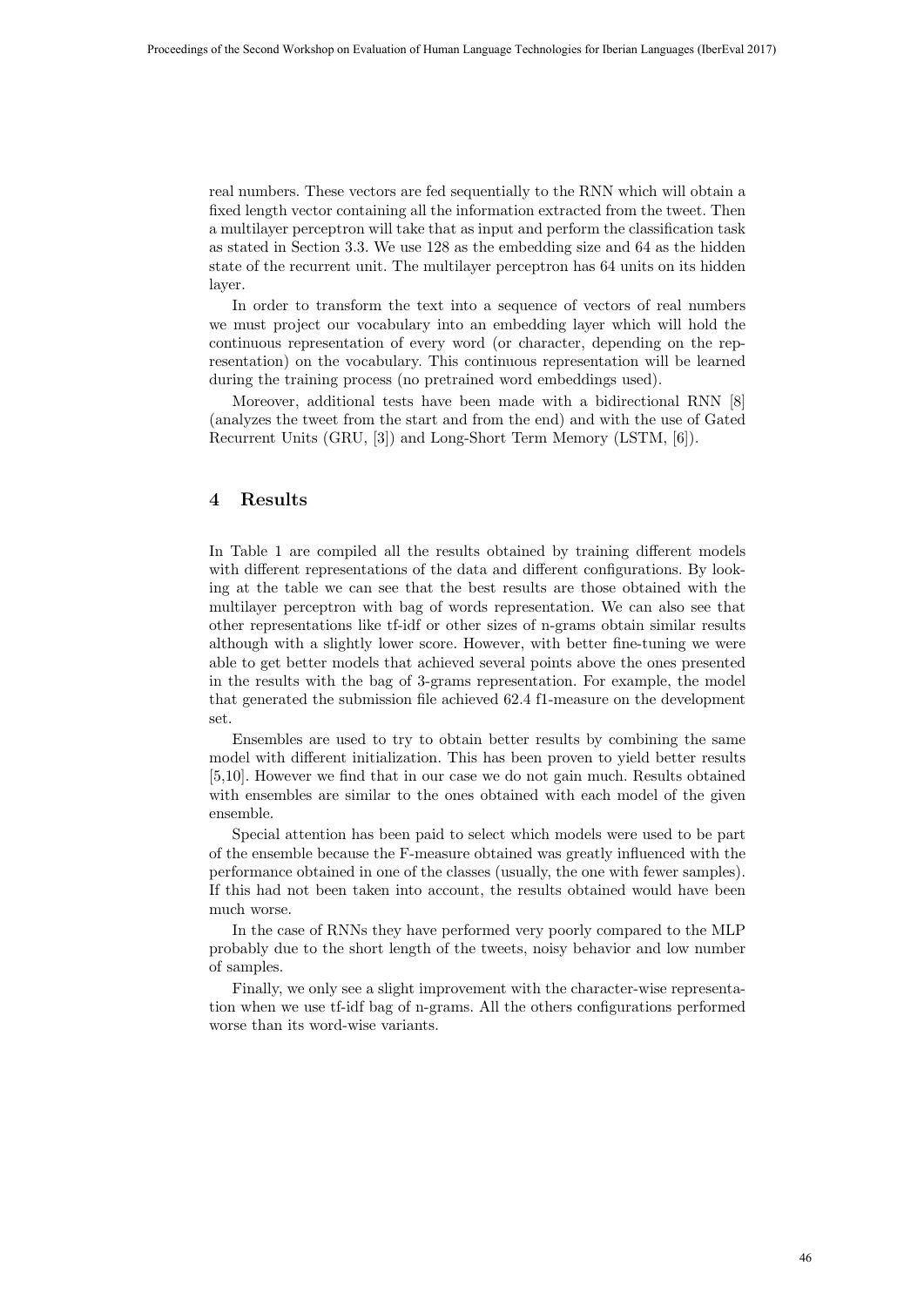real numbers. These vectors are fed sequentially to the RNN which will obtain a fixed length vector containing all the information extracted from the tweet. Then a multilayer perceptron will take that as input and perform the classification task as stated in Section 3.3. We use 128 as the embedding size and 64 as the hidden state of the recurrent unit. The multilayer perceptron has 64 units on its hidden layer.

In order to transform the text into a sequence of vectors of real numbers we must project our vocabulary into an embedding layer which will hold the continuous representation of every word (or character, depending on the representation) on the vocabulary. This continuous representation will be learned during the training process (no pretrained word embeddings used).

Moreover, additional tests have been made with a bidirectional RNN [8] (analyzes the tweet from the start and from the end) and with the use of Gated Recurrent Units (GRU, [3]) and Long-Short Term Memory (LSTM, [6]).

## 4 Results

In Table 1 are compiled all the results obtained by training different models with different representations of the data and different configurations. By looking at the table we can see that the best results are those obtained with the multilayer perceptron with bag of words representation. We can also see that other representations like tf-idf or other sizes of n-grams obtain similar results although with a slightly lower score. However, with better fine-tuning we were able to get better models that achieved several points above the ones presented in the results with the bag of 3-grams representation. For example, the model that generated the submission file achieved 62.4 f1-measure on the development set.

Ensembles are used to try to obtain better results by combining the same model with different initialization. This has been proven to yield better results [5,10]. However we find that in our case we do not gain much. Results obtained with ensembles are similar to the ones obtained with each model of the given ensemble.

Special attention has been paid to select which models were used to be part of the ensemble because the F-measure obtained was greatly influenced with the performance obtained in one of the classes (usually, the one with fewer samples). If this had not been taken into account, the results obtained would have been much worse.

In the case of RNNs they have performed very poorly compared to the MLP probably due to the short length of the tweets, noisy behavior and low number of samples.

Finally, we only see a slight improvement with the character-wise representation when we use tf-idf bag of n-grams. All the others configurations performed worse than its word-wise variants.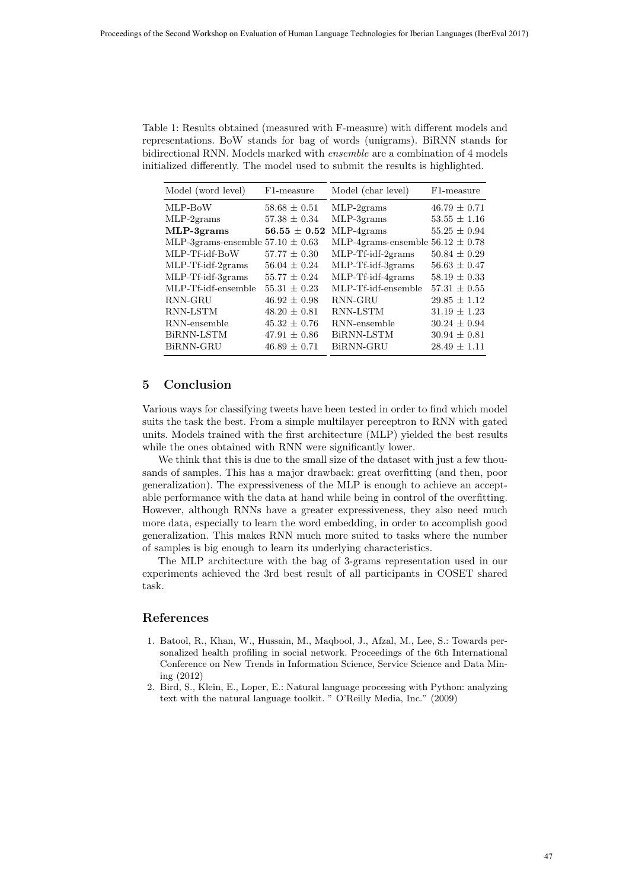Table 1: Results obtained (measured with F-measure) with different models and representations. BoW stands for bag of words (unigrams). BiRNN stands for bidirectional RNN. Models marked with *ensemble* are a combination of 4 models initialized differently. The model used to submit the results is highlighted.

| Model (word level) | F1-measure | Model (char level) | F1-measure |
|---|---|---|---|
| MLP-BoW | 58.68 ± 0.51 | MLP-2grams | 46.79 ± 0.71 |
| MLP-2grams | 57.38 ± 0.34 | MLP-3grams | 53.55 ± 1.16 |
| **MLP-3grams** | **56.55 ± 0.52** | MLP-4grams | 55.25 ± 0.94 |
| MLP-3grams-ensemble | 57.10 ± 0.63 | MLP-4grams-ensemble | 56.12 ± 0.78 |
| MLP-Tf-idf-BoW | 57.77 ± 0.30 | MLP-Tf-idf-2grams | 50.84 ± 0.29 |
| MLP-Tf-idf-2grams | 56.04 ± 0.24 | MLP-Tf-idf-3grams | 56.63 ± 0.47 |
| MLP-Tf-idf-3grams | 55.77 ± 0.24 | MLP-Tf-idf-4grams | 58.19 ± 0.33 |
| MLP-Tf-idf-ensemble | 55.31 ± 0.23 | MLP-Tf-idf-ensemble | 57.31 ± 0.55 |
| RNN-GRU | 46.92 ± 0.98 | RNN-GRU | 29.85 ± 1.12 |
| RNN-LSTM | 48.20 ± 0.81 | RNN-LSTM | 31.19 ± 1.23 |
| RNN-ensemble | 45.32 ± 0.76 | RNN-ensemble | 30.24 ± 0.94 |
| BiRNN-LSTM | 47.91 ± 0.86 | BiRNN-LSTM | 30.94 ± 0.81 |
| BiRNN-GRU | 46.89 ± 0.71 | BiRNN-GRU | 28.49 ± 1.11 |

## 5 Conclusion

Various ways for classifying tweets have been tested in order to find which model suits the task the best. From a simple multilayer perceptron to RNN with gated units. Models trained with the first architecture (MLP) yielded the best results while the ones obtained with RNN were significantly lower.

We think that this is due to the small size of the dataset with just a few thousands of samples. This has a major drawback: great overfitting (and then, poor generalization). The expressiveness of the MLP is enough to achieve an acceptable performance with the data at hand while being in control of the overfitting. However, although RNNs have a greater expressiveness, they also need much more data, especially to learn the word embedding, in order to accomplish good generalization. This makes RNN much more suited to tasks where the number of samples is big enough to learn its underlying characteristics.

The MLP architecture with the bag of 3-grams representation used in our experiments achieved the 3rd best result of all participants in COSET shared task.

## References

1. Batool, R., Khan, W., Hussain, M., Maqbool, J., Afzal, M., Lee, S.: Towards personalized health profiling in social network. Proceedings of the 6th International Conference on New Trends in Information Science, Service Science and Data Mining (2012)
2. Bird, S., Klein, E., Loper, E.: Natural language processing with Python: analyzing text with the natural language toolkit. " O'Reilly Media, Inc." (2009)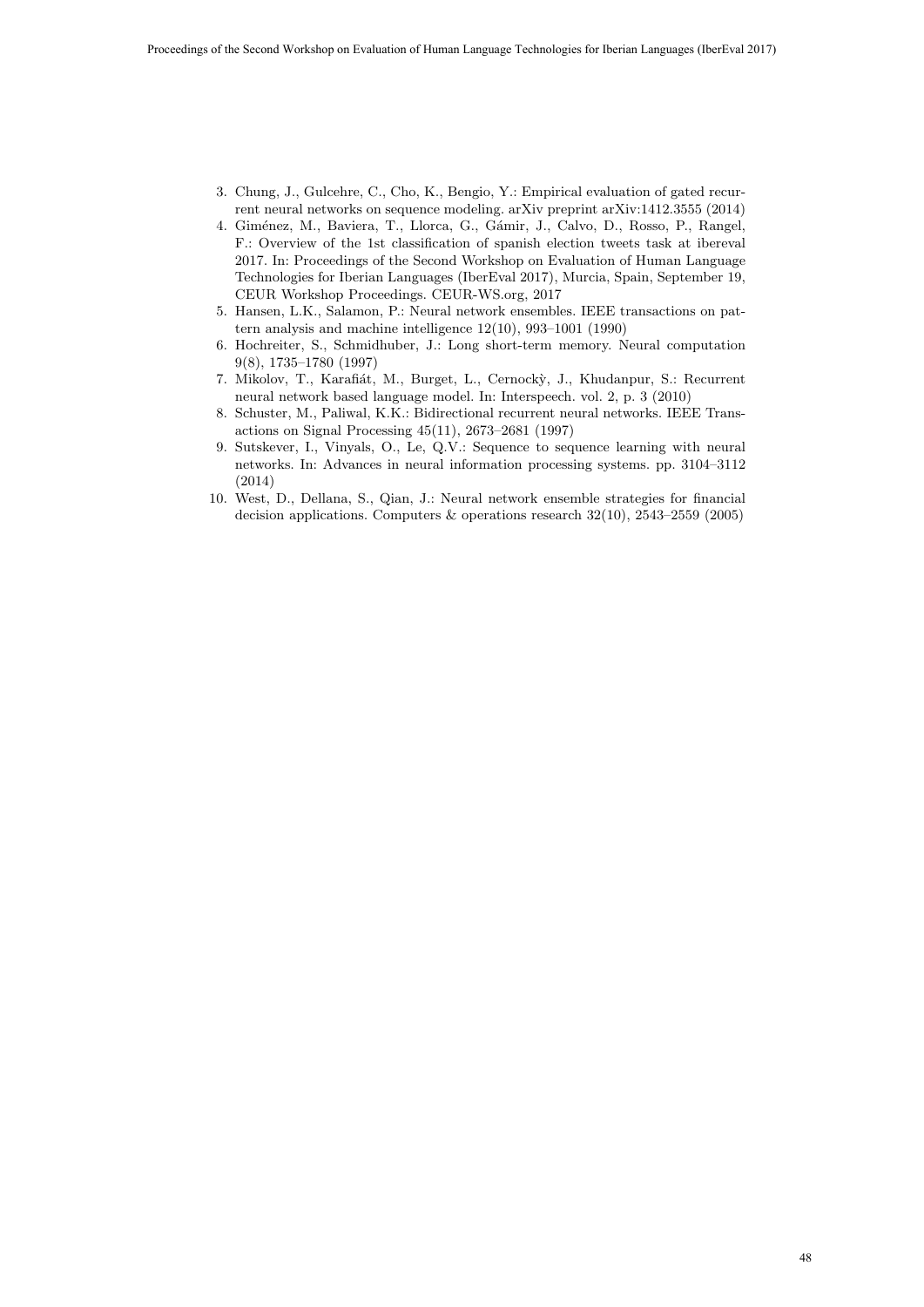3. Chung, J., Gulcehre, C., Cho, K., Bengio, Y.: Empirical evaluation of gated recurrent neural networks on sequence modeling. arXiv preprint arXiv:1412.3555 (2014)
4. Giménez, M., Baviera, T., Llorca, G., Gámir, J., Calvo, D., Rosso, P., Rangel, F.: Overview of the 1st classification of spanish election tweets task at ibereval 2017. In: Proceedings of the Second Workshop on Evaluation of Human Language Technologies for Iberian Languages (IberEval 2017), Murcia, Spain, September 19, CEUR Workshop Proceedings. CEUR-WS.org, 2017
5. Hansen, L.K., Salamon, P.: Neural network ensembles. IEEE transactions on pattern analysis and machine intelligence 12(10), 993–1001 (1990)
6. Hochreiter, S., Schmidhuber, J.: Long short-term memory. Neural computation 9(8), 1735–1780 (1997)
7. Mikolov, T., Karafiát, M., Burget, L., Cernockỳ, J., Khudanpur, S.: Recurrent neural network based language model. In: Interspeech. vol. 2, p. 3 (2010)
8. Schuster, M., Paliwal, K.K.: Bidirectional recurrent neural networks. IEEE Transactions on Signal Processing 45(11), 2673–2681 (1997)
9. Sutskever, I., Vinyals, O., Le, Q.V.: Sequence to sequence learning with neural networks. In: Advances in neural information processing systems. pp. 3104–3112 (2014)
10. West, D., Dellana, S., Qian, J.: Neural network ensemble strategies for financial decision applications. Computers & operations research 32(10), 2543–2559 (2005)